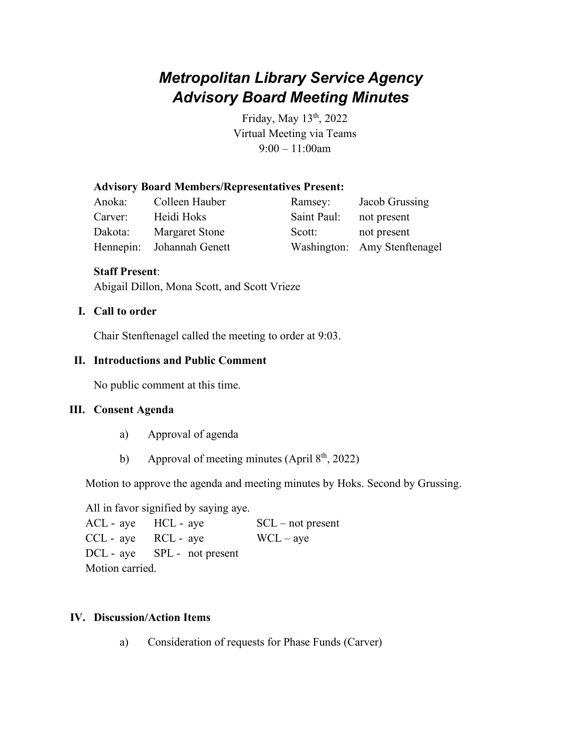# *Metropolitan Library Service Agency Advisory Board Meeting Minutes*

Friday, May 13th, 2022
Virtual Meeting via Teams
9:00 – 11:00am

**Advisory Board Members/Representatives Present:**

| | | | |
|---|---|---|---|
| Anoka: | Colleen Hauber | Ramsey: | Jacob Grussing |
| Carver: | Heidi Hoks | Saint Paul: | not present |
| Dakota: | Margaret Stone | Scott: | not present |
| Hennepin: | Johannah Genett | Washington: | Amy Stenftenagel |

**Staff Present**:
Abigail Dillon, Mona Scott, and Scott Vrieze

## I. Call to order

Chair Stenftenagel called the meeting to order at 9:03.

## II. Introductions and Public Comment

No public comment at this time.

## III. Consent Agenda

a) Approval of agenda

b) Approval of meeting minutes (April 8th, 2022)

Motion to approve the agenda and meeting minutes by Hoks. Second by Grussing.

All in favor signified by saying aye.

| | | |
|---|---|---|
| ACL - aye | HCL - aye | SCL – not present |
| CCL - aye | RCL - aye | WCL – aye |
| DCL - aye | SPL - not present | |

Motion carried.

## IV. Discussion/Action Items

a) Consideration of requests for Phase Funds (Carver)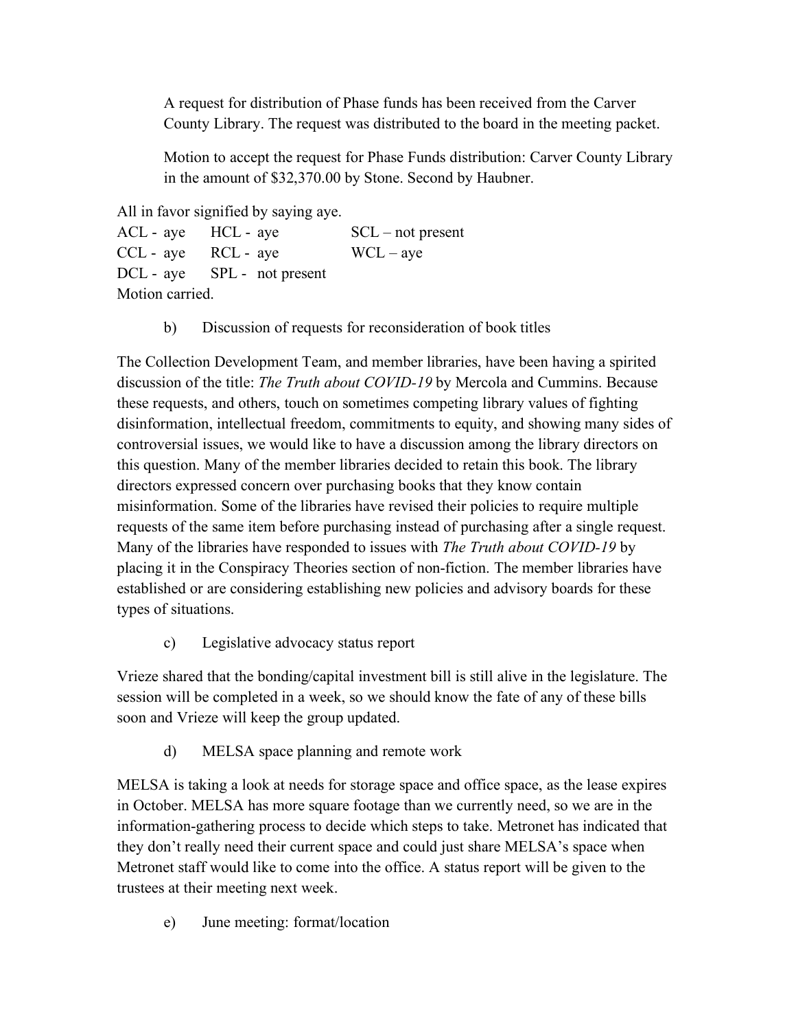A request for distribution of Phase funds has been received from the Carver County Library. The request was distributed to the board in the meeting packet.

Motion to accept the request for Phase Funds distribution: Carver County Library in the amount of $32,370.00 by Stone. Second by Haubner.

All in favor signified by saying aye.

| | | |
|---|---|---|
| ACL - aye | HCL - aye | SCL – not present |
| CCL - aye | RCL - aye | WCL – aye |
| DCL - aye | SPL - not present | |

Motion carried.

b) Discussion of requests for reconsideration of book titles

The Collection Development Team, and member libraries, have been having a spirited discussion of the title: *The Truth about COVID-19* by Mercola and Cummins. Because these requests, and others, touch on sometimes competing library values of fighting disinformation, intellectual freedom, commitments to equity, and showing many sides of controversial issues, we would like to have a discussion among the library directors on this question. Many of the member libraries decided to retain this book. The library directors expressed concern over purchasing books that they know contain misinformation. Some of the libraries have revised their policies to require multiple requests of the same item before purchasing instead of purchasing after a single request. Many of the libraries have responded to issues with *The Truth about COVID-19* by placing it in the Conspiracy Theories section of non-fiction. The member libraries have established or are considering establishing new policies and advisory boards for these types of situations.

c) Legislative advocacy status report

Vrieze shared that the bonding/capital investment bill is still alive in the legislature. The session will be completed in a week, so we should know the fate of any of these bills soon and Vrieze will keep the group updated.

d) MELSA space planning and remote work

MELSA is taking a look at needs for storage space and office space, as the lease expires in October. MELSA has more square footage than we currently need, so we are in the information-gathering process to decide which steps to take. Metronet has indicated that they don't really need their current space and could just share MELSA's space when Metronet staff would like to come into the office. A status report will be given to the trustees at their meeting next week.

e) June meeting: format/location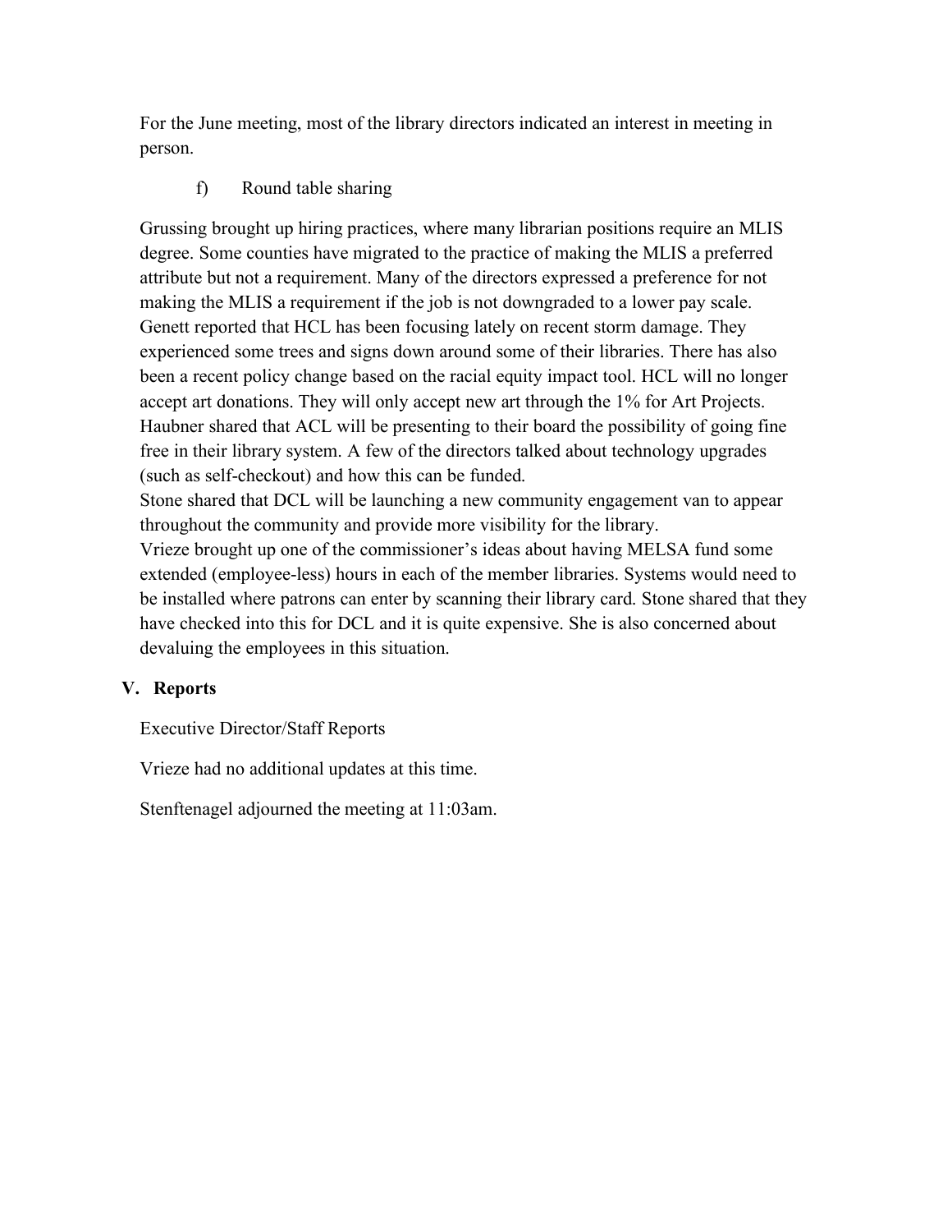For the June meeting, most of the library directors indicated an interest in meeting in person.

f) Round table sharing

Grussing brought up hiring practices, where many librarian positions require an MLIS degree. Some counties have migrated to the practice of making the MLIS a preferred attribute but not a requirement. Many of the directors expressed a preference for not making the MLIS a requirement if the job is not downgraded to a lower pay scale. Genett reported that HCL has been focusing lately on recent storm damage. They experienced some trees and signs down around some of their libraries. There has also been a recent policy change based on the racial equity impact tool. HCL will no longer accept art donations. They will only accept new art through the 1% for Art Projects. Haubner shared that ACL will be presenting to their board the possibility of going fine free in their library system. A few of the directors talked about technology upgrades (such as self-checkout) and how this can be funded.

Stone shared that DCL will be launching a new community engagement van to appear throughout the community and provide more visibility for the library.

Vrieze brought up one of the commissioner's ideas about having MELSA fund some extended (employee-less) hours in each of the member libraries. Systems would need to be installed where patrons can enter by scanning their library card. Stone shared that they have checked into this for DCL and it is quite expensive. She is also concerned about devaluing the employees in this situation.

## V. Reports

Executive Director/Staff Reports

Vrieze had no additional updates at this time.

Stenftenagel adjourned the meeting at 11:03am.